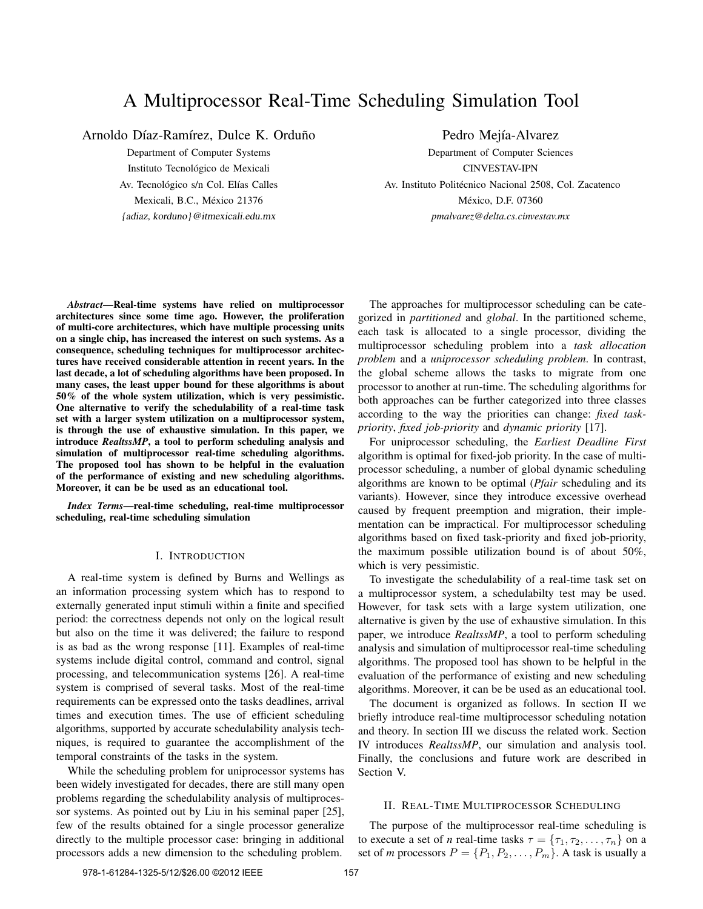# A Multiprocessor Real-Time Scheduling Simulation Tool

Arnoldo Díaz-Ramírez, Dulce K. Orduño
Department of Computer Systems
Instituto Tecnológico de Mexicali
Av. Tecnológico s/n Col. Elías Calles
Mexicali, B.C., México 21376
{adiaz, korduno}@itmexicali.edu.mx

Pedro Mejía-Alvarez
Department of Computer Sciences
CINVESTAV-IPN
Av. Instituto Politécnico Nacional 2508, Col. Zacatenco
México, D.F. 07360
pmalvarez@delta.cs.cinvestav.mx

***Abstract*—Real-time systems have relied on multiprocessor architectures since some time ago. However, the proliferation of multi-core architectures, which have multiple processing units on a single chip, has increased the interest on such systems. As a consequence, scheduling techniques for multiprocessor architectures have received considerable attention in recent years. In the last decade, a lot of scheduling algorithms have been proposed. In many cases, the least upper bound for these algorithms is about 50% of the whole system utilization, which is very pessimistic. One alternative to verify the schedulability of a real-time task set with a larger system utilization on a multiprocessor system, is through the use of exhaustive simulation. In this paper, we introduce *RealtssMP*, a tool to perform scheduling analysis and simulation of multiprocessor real-time scheduling algorithms. The proposed tool has shown to be helpful in the evaluation of the performance of existing and new scheduling algorithms. Moreover, it can be be used as an educational tool.**

***Index Terms*—real-time scheduling, real-time multiprocessor scheduling, real-time scheduling simulation**

## I. Introduction

A real-time system is defined by Burns and Wellings as an information processing system which has to respond to externally generated input stimuli within a finite and specified period: the correctness depends not only on the logical result but also on the time it was delivered; the failure to respond is as bad as the wrong response [11]. Examples of real-time systems include digital control, command and control, signal processing, and telecommunication systems [26]. A real-time system is comprised of several tasks. Most of the real-time requirements can be expressed onto the tasks deadlines, arrival times and execution times. The use of efficient scheduling algorithms, supported by accurate schedulability analysis techniques, is required to guarantee the accomplishment of the temporal constraints of the tasks in the system.

While the scheduling problem for uniprocessor systems has been widely investigated for decades, there are still many open problems regarding the schedulability analysis of multiprocessor systems. As pointed out by Liu in his seminal paper [25], few of the results obtained for a single processor generalize directly to the multiple processor case: bringing in additional processors adds a new dimension to the scheduling problem.

The approaches for multiprocessor scheduling can be categorized in *partitioned* and *global*. In the partitioned scheme, each task is allocated to a single processor, dividing the multiprocessor scheduling problem into a *task allocation problem* and a *uniprocessor scheduling problem*. In contrast, the global scheme allows the tasks to migrate from one processor to another at run-time. The scheduling algorithms for both approaches can be further categorized into three classes according to the way the priorities can change: *fixed task-priority*, *fixed job-priority* and *dynamic priority* [17].

For uniprocessor scheduling, the *Earliest Deadline First* algorithm is optimal for fixed-job priority. In the case of multiprocessor scheduling, a number of global dynamic scheduling algorithms are known to be optimal (*Pfair* scheduling and its variants). However, since they introduce excessive overhead caused by frequent preemption and migration, their implementation can be impractical. For multiprocessor scheduling algorithms based on fixed task-priority and fixed job-priority, the maximum possible utilization bound is of about 50%, which is very pessimistic.

To investigate the schedulability of a real-time task set on a multiprocessor system, a schedulabilty test may be used. However, for task sets with a large system utilization, one alternative is given by the use of exhaustive simulation. In this paper, we introduce *RealtssMP*, a tool to perform scheduling analysis and simulation of multiprocessor real-time scheduling algorithms. The proposed tool has shown to be helpful in the evaluation of the performance of existing and new scheduling algorithms. Moreover, it can be be used as an educational tool.

The document is organized as follows. In section II we briefly introduce real-time multiprocessor scheduling notation and theory. In section III we discuss the related work. Section IV introduces *RealtssMP*, our simulation and analysis tool. Finally, the conclusions and future work are described in Section V.

## II. Real-Time Multiprocessor Scheduling

The purpose of the multiprocessor real-time scheduling is to execute a set of *n* real-time tasks $\tau = \{\tau_1, \tau_2, \ldots, \tau_n\}$ on a set of *m* processors $P = \{P_1, P_2, \ldots, P_m\}$. A task is usually a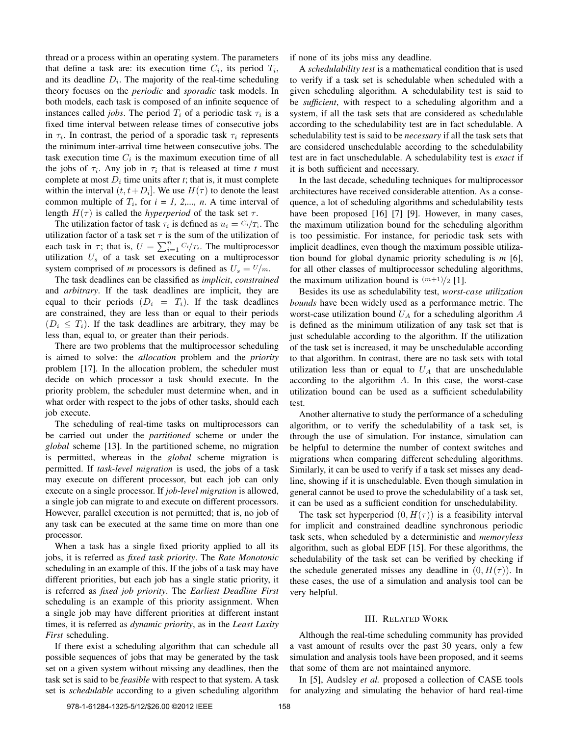thread or a process within an operating system. The parameters that define a task are: its execution time $C_i$, its period $T_i$, and its deadline $D_i$. The majority of the real-time scheduling theory focuses on the *periodic* and *sporadic* task models. In both models, each task is composed of an infinite sequence of instances called *jobs*. The period $T_i$ of a periodic task $\tau_i$ is a fixed time interval between release times of consecutive jobs in $\tau_i$. In contrast, the period of a sporadic task $\tau_i$ represents the minimum inter-arrival time between consecutive jobs. The task execution time $C_i$ is the maximum execution time of all the jobs of $\tau_i$. Any job in $\tau_i$ that is released at time *t* must complete at most $D_i$ time units after *t*; that is, it must complete within the interval $(t, t+D_i]$. We use $H(\tau)$ to denote the least common multiple of $T_i$, for *i = 1, 2,..., n*. A time interval of length $H(\tau)$ is called the *hyperperiod* of the task set $\tau$.

The utilization factor of task $\tau_i$ is defined as $u_i = C_i/T_i$. The utilization factor of a task set $\tau$ is the sum of the utilization of each task in $\tau$; that is, $U = \sum_{i=1}^{n} C_i/T_i$. The multiprocessor utilization $U_s$ of a task set executing on a multiprocessor system comprised of *m* processors is defined as $U_s = U/m$.

The task deadlines can be classified as *implicit*, *constrained* and *arbitrary*. If the task deadlines are implicit, they are equal to their periods ($D_i = T_i$). If the task deadlines are constrained, they are less than or equal to their periods ($D_i \leq T_i$). If the task deadlines are arbitrary, they may be less than, equal to, or greater than their periods.

There are two problems that the multiprocessor scheduling is aimed to solve: the *allocation* problem and the *priority* problem [17]. In the allocation problem, the scheduler must decide on which processor a task should execute. In the priority problem, the scheduler must determine when, and in what order with respect to the jobs of other tasks, should each job execute.

The scheduling of real-time tasks on multiprocessors can be carried out under the *partitioned* scheme or under the *global* scheme [13]. In the partitioned scheme, no migration is permitted, whereas in the *global* scheme migration is permitted. If *task-level migration* is used, the jobs of a task may execute on different processor, but each job can only execute on a single processor. If *job-level migration* is allowed, a single job can migrate to and execute on different processors. However, parallel execution is not permitted; that is, no job of any task can be executed at the same time on more than one processor.

When a task has a single fixed priority applied to all its jobs, it is referred as *fixed task priority*. The *Rate Monotonic* scheduling in an example of this. If the jobs of a task may have different priorities, but each job has a single static priority, it is referred as *fixed job priority*. The *Earliest Deadline First* scheduling is an example of this priority assignment. When a single job may have different priorities at different instant times, it is referred as *dynamic priority*, as in the *Least Laxity First* scheduling.

If there exist a scheduling algorithm that can schedule all possible sequences of jobs that may be generated by the task set on a given system without missing any deadlines, then the task set is said to be *feasible* with respect to that system. A task set is *schedulable* according to a given scheduling algorithm if none of its jobs miss any deadline.

A *schedulability test* is a mathematical condition that is used to verify if a task set is schedulable when scheduled with a given scheduling algorithm. A schedulability test is said to be *sufficient*, with respect to a scheduling algorithm and a system, if all the task sets that are considered as schedulable according to the schedulability test are in fact schedulable. A schedulability test is said to be *necessary* if all the task sets that are considered unschedulable according to the schedulability test are in fact unschedulable. A schedulability test is *exact* if it is both sufficient and necessary.

In the last decade, scheduling techniques for multiprocessor architectures have received considerable attention. As a consequence, a lot of scheduling algorithms and schedulability tests have been proposed [16] [7] [9]. However, in many cases, the maximum utilization bound for the scheduling algorithm is too pessimistic. For instance, for periodic task sets with implicit deadlines, even though the maximum possible utilization bound for global dynamic priority scheduling is *m* [6], for all other classes of multiprocessor scheduling algorithms, the maximum utilization bound is $(m+1)/2$ [1].

Besides its use as schedulability test, *worst-case utilization bounds* have been widely used as a performance metric. The worst-case utilization bound $U_A$ for a scheduling algorithm $A$ is defined as the minimum utilization of any task set that is just schedulable according to the algorithm. If the utilization of the task set is increased, it may be unschedulable according to that algorithm. In contrast, there are no task sets with total utilization less than or equal to $U_A$ that are unschedulable according to the algorithm $A$. In this case, the worst-case utilization bound can be used as a sufficient schedulability test.

Another alternative to study the performance of a scheduling algorithm, or to verify the schedulability of a task set, is through the use of simulation. For instance, simulation can be helpful to determine the number of context switches and migrations when comparing different scheduling algorithms. Similarly, it can be used to verify if a task set misses any deadline, showing if it is unschedulable. Even though simulation in general cannot be used to prove the schedulability of a task set, it can be used as a sufficient condition for unschedulability.

The task set hyperperiod $(0, H(\tau))$ is a feasibility interval for implicit and constrained deadline synchronous periodic task sets, when scheduled by a deterministic and *memoryless* algorithm, such as global EDF [15]. For these algorithms, the schedulability of the task set can be verified by checking if the schedule generated misses any deadline in $(0, H(\tau))$. In these cases, the use of a simulation and analysis tool can be very helpful.

## III. Related Work

Although the real-time scheduling community has provided a vast amount of results over the past 30 years, only a few simulation and analysis tools have been proposed, and it seems that some of them are not maintained anymore.

In [5], Audsley *et al.* proposed a collection of CASE tools for analyzing and simulating the behavior of hard real-time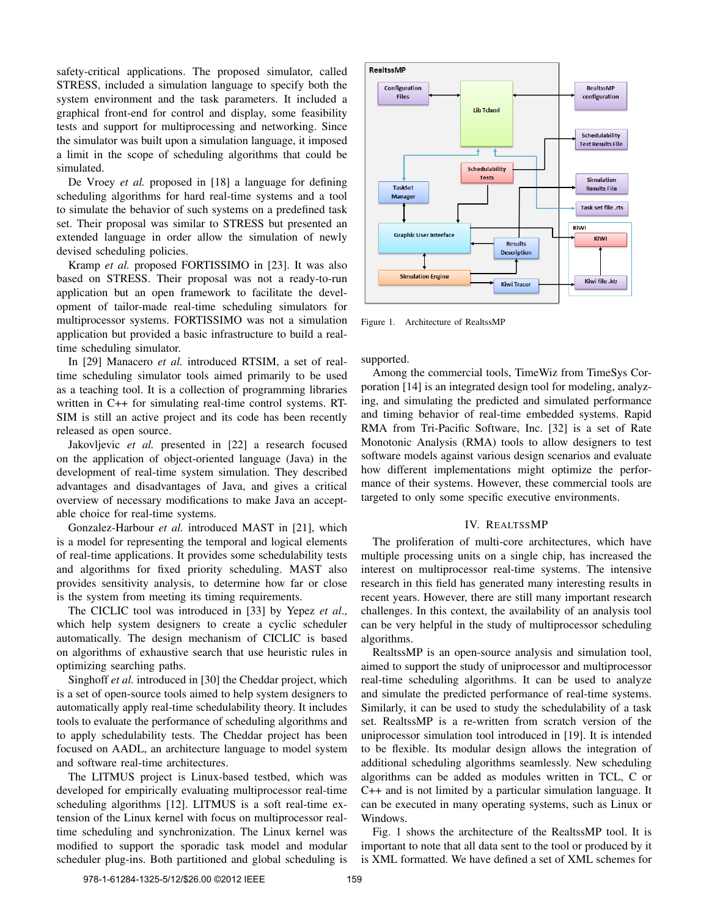safety-critical applications. The proposed simulator, called STRESS, included a simulation language to specify both the system environment and the task parameters. It included a graphical front-end for control and display, some feasibility tests and support for multiprocessing and networking. Since the simulator was built upon a simulation language, it imposed a limit in the scope of scheduling algorithms that could be simulated.

De Vroey *et al.* proposed in [18] a language for defining scheduling algorithms for hard real-time systems and a tool to simulate the behavior of such systems on a predefined task set. Their proposal was similar to STRESS but presented an extended language in order allow the simulation of newly devised scheduling policies.

Kramp *et al.* proposed FORTISSIMO in [23]. It was also based on STRESS. Their proposal was not a ready-to-run application but an open framework to facilitate the development of tailor-made real-time scheduling simulators for multiprocessor systems. FORTISSIMO was not a simulation application but provided a basic infrastructure to build a real-time scheduling simulator.

In [29] Manacero *et al.* introduced RTSIM, a set of real-time scheduling simulator tools aimed primarily to be used as a teaching tool. It is a collection of programming libraries written in C++ for simulating real-time control systems. RTSIM is still an active project and its code has been recently released as open source.

Jakovljevic *et al.* presented in [22] a research focused on the application of object-oriented language (Java) in the development of real-time system simulation. They described advantages and disadvantages of Java, and gives a critical overview of necessary modifications to make Java an acceptable choice for real-time systems.

Gonzalez-Harbour *et al.* introduced MAST in [21], which is a model for representing the temporal and logical elements of real-time applications. It provides some schedulability tests and algorithms for fixed priority scheduling. MAST also provides sensitivity analysis, to determine how far or close is the system from meeting its timing requirements.

The CICLIC tool was introduced in [33] by Yepez *et al.*, which help system designers to create a cyclic scheduler automatically. The design mechanism of CICLIC is based on algorithms of exhaustive search that use heuristic rules in optimizing searching paths.

Singhoff *et al.* introduced in [30] the Cheddar project, which is a set of open-source tools aimed to help system designers to automatically apply real-time schedulability theory. It includes tools to evaluate the performance of scheduling algorithms and to apply schedulability tests. The Cheddar project has been focused on AADL, an architecture language to model system and software real-time architectures.

The LITMUS project is Linux-based testbed, which was developed for empirically evaluating multiprocessor real-time scheduling algorithms [12]. LITMUS is a soft real-time extension of the Linux kernel with focus on multiprocessor real-time scheduling and synchronization. The Linux kernel was modified to support the sporadic task model and modular scheduler plug-ins. Both partitioned and global scheduling is supported.

Figure 1. Architecture of RealtssMP

Among the commercial tools, TimeWiz from TimeSys Corporation [14] is an integrated design tool for modeling, analyzing, and simulating the predicted and simulated performance and timing behavior of real-time embedded systems. Rapid RMA from Tri-Pacific Software, Inc. [32] is a set of Rate Monotonic Analysis (RMA) tools to allow designers to test software models against various design scenarios and evaluate how different implementations might optimize the performance of their systems. However, these commercial tools are targeted to only some specific executive environments.

## IV. RealtssMP

The proliferation of multi-core architectures, which have multiple processing units on a single chip, has increased the interest on multiprocessor real-time systems. The intensive research in this field has generated many interesting results in recent years. However, there are still many important research challenges. In this context, the availability of an analysis tool can be very helpful in the study of multiprocessor scheduling algorithms.

RealtssMP is an open-source analysis and simulation tool, aimed to support the study of uniprocessor and multiprocessor real-time scheduling algorithms. It can be used to analyze and simulate the predicted performance of real-time systems. Similarly, it can be used to study the schedulability of a task set. RealtssMP is a re-written from scratch version of the uniprocessor simulation tool introduced in [19]. It is intended to be flexible. Its modular design allows the integration of additional scheduling algorithms seamlessly. New scheduling algorithms can be added as modules written in TCL, C or C++ and is not limited by a particular simulation language. It can be executed in many operating systems, such as Linux or Windows.

Fig. 1 shows the architecture of the RealtssMP tool. It is important to note that all data sent to the tool or produced by it is XML formatted. We have defined a set of XML schemes for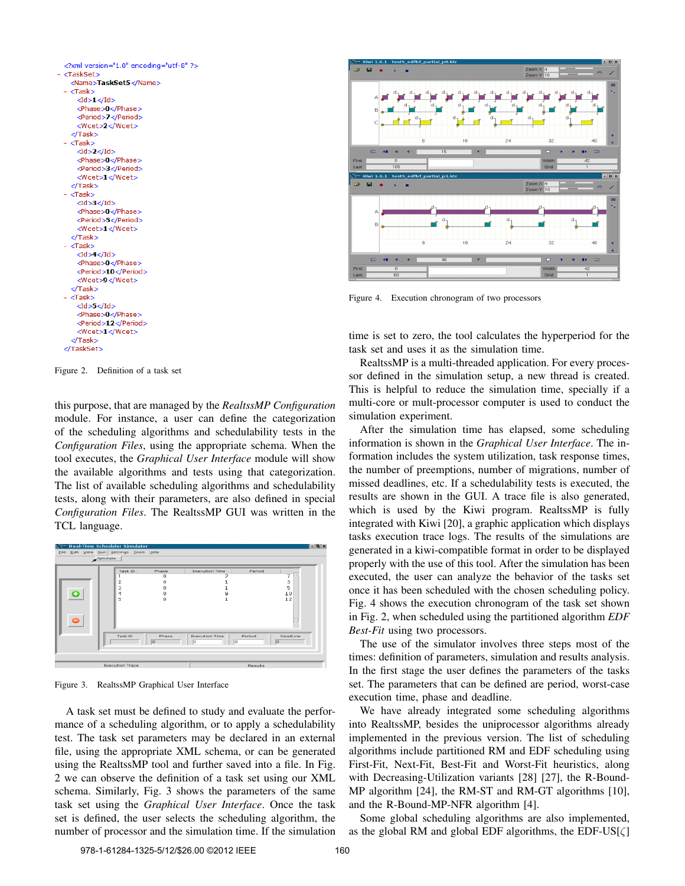```
<?xml version="1.0" encoding="utf-8" ?>
- <TaskSet>
    <Name>TaskSet5</Name>
  - <Task>
      <Id>1</Id>
      <Phase>0</Phase>
      <Period>7</Period>
      <Wcet>2</Wcet>
    </Task>
  - <Task>
      <Id>2</Id>
      <Phase>0</Phase>
      <Period>3</Period>
      <Wcet>1</Wcet>
    </Task>
  - <Task>
      <Id>3</Id>
      <Phase>0</Phase>
      <Period>5</Period>
      <Wcet>1</Wcet>
    </Task>
  - <Task>
      <Id>4</Id>
      <Phase>0</Phase>
      <Period>10</Period>
      <Wcet>9</Wcet>
    </Task>
  - <Task>
      <Id>5</Id>
      <Phase>0</Phase>
      <Period>12</Period>
      <Wcet>1</Wcet>
    </Task>
</TaskSet>
```

Figure 2. Definition of a task set

this purpose, that are managed by the *RealtssMP Configuration* module. For instance, a user can define the categorization of the scheduling algorithms and schedulability tests in the *Configuration Files*, using the appropriate schema. When the tool executes, the *Graphical User Interface* module will show the available algorithms and tests using that categorization. The list of available scheduling algorithms and schedulability tests, along with their parameters, are also defined in special *Configuration Files*. The RealtssMP GUI was written in the TCL language.

Figure 3. RealtssMP Graphical User Interface

A task set must be defined to study and evaluate the performance of a scheduling algorithm, or to apply a schedulability test. The task set parameters may be declared in an external file, using the appropriate XML schema, or can be generated using the RealtssMP tool and further saved into a file. In Fig. 2 we can observe the definition of a task set using our XML schema. Similarly, Fig. 3 shows the parameters of the same task set using the *Graphical User Interface*. Once the task set is defined, the user selects the scheduling algorithm, the number of processor and the simulation time. If the simulation time is set to zero, the tool calculates the hyperperiod for the task set and uses it as the simulation time.

Figure 4. Execution chronogram of two processors

RealtssMP is a multi-threaded application. For every processor defined in the simulation setup, a new thread is created. This is helpful to reduce the simulation time, specially if a multi-core or mult-processor computer is used to conduct the simulation experiment.

After the simulation time has elapsed, some scheduling information is shown in the *Graphical User Interface*. The information includes the system utilization, task response times, the number of preemptions, number of migrations, number of missed deadlines, etc. If a schedulability test is executed, the results are shown in the GUI. A trace file is also generated, which is used by the Kiwi program. RealtssMP is fully integrated with Kiwi [20], a graphic application which displays tasks execution trace logs. The results of the simulations are generated in a kiwi-compatible format in order to be displayed properly with the use of this tool. After the simulation has been executed, the user can analyze the behavior of the tasks set once it has been scheduled with the chosen scheduling policy. Fig. 4 shows the execution chronogram of the task set shown in Fig. 2, when scheduled using the partitioned algorithm *EDF Best-Fit* using two processors.

The use of the simulator involves three steps most of the times: definition of parameters, simulation and results analysis. In the first stage the user defines the parameters of the tasks set. The parameters that can be defined are period, worst-case execution time, phase and deadline.

We have already integrated some scheduling algorithms into RealtssMP, besides the uniprocessor algorithms already implemented in the previous version. The list of scheduling algorithms include partitioned RM and EDF scheduling using First-Fit, Next-Fit, Best-Fit and Worst-Fit heuristics, along with Decreasing-Utilization variants [28] [27], the R-Bound-MP algorithm [24], the RM-ST and RM-GT algorithms [10], and the R-Bound-MP-NFR algorithm [4].

Some global scheduling algorithms are also implemented, as the global RM and global EDF algorithms, the EDF-US[$\zeta$]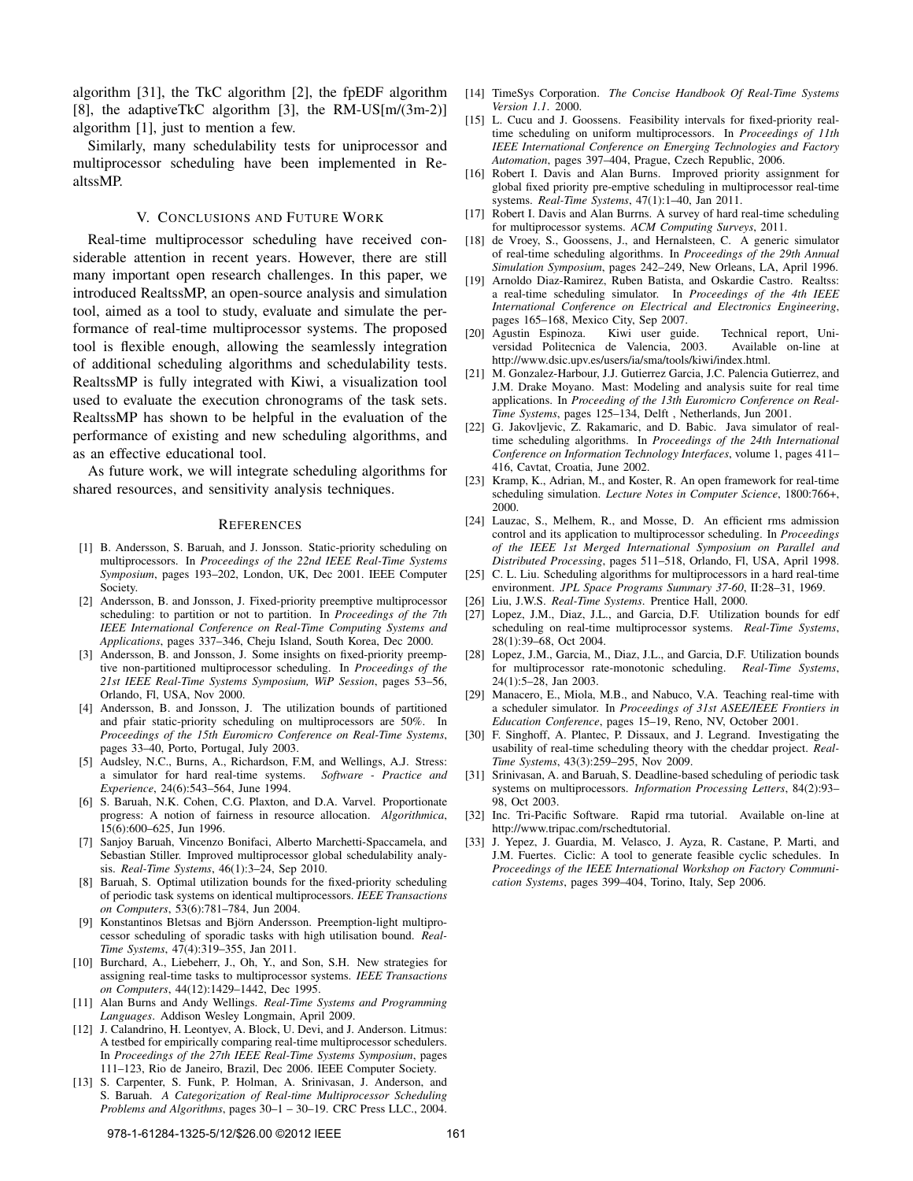algorithm [31], the TkC algorithm [2], the fpEDF algorithm [8], the adaptiveTkC algorithm [3], the RM-US[m/(3m-2)] algorithm [1], just to mention a few.

Similarly, many schedulability tests for uniprocessor and multiprocessor scheduling have been implemented in RealtssMP.

## V. Conclusions and Future Work

Real-time multiprocessor scheduling have received considerable attention in recent years. However, there are still many important open research challenges. In this paper, we introduced RealtssMP, an open-source analysis and simulation tool, aimed as a tool to study, evaluate and simulate the performance of real-time multiprocessor systems. The proposed tool is flexible enough, allowing the seamlessly integration of additional scheduling algorithms and schedulability tests. RealtssMP is fully integrated with Kiwi, a visualization tool used to evaluate the execution chronograms of the task sets. RealtssMP has shown to be helpful in the evaluation of the performance of existing and new scheduling algorithms, and as an effective educational tool.

As future work, we will integrate scheduling algorithms for shared resources, and sensitivity analysis techniques.

## References

[1] B. Andersson, S. Baruah, and J. Jonsson. Static-priority scheduling on multiprocessors. In *Proceedings of the 22nd IEEE Real-Time Systems Symposium*, pages 193–202, London, UK, Dec 2001. IEEE Computer Society.

[2] Andersson, B. and Jonsson, J. Fixed-priority preemptive multiprocessor scheduling: to partition or not to partition. In *Proceedings of the 7th IEEE International Conference on Real-Time Computing Systems and Applications*, pages 337–346, Cheju Island, South Korea, Dec 2000.

[3] Andersson, B. and Jonsson, J. Some insights on fixed-priority preemptive non-partitioned multiprocessor scheduling. In *Proceedings of the 21st IEEE Real-Time Systems Symposium, WiP Session*, pages 53–56, Orlando, Fl, USA, Nov 2000.

[4] Andersson, B. and Jonsson, J. The utilization bounds of partitioned and pfair static-priority scheduling on multiprocessors are 50%. In *Proceedings of the 15th Euromicro Conference on Real-Time Systems*, pages 33–40, Porto, Portugal, July 2003.

[5] Audsley, N.C., Burns, A., Richardson, F.M, and Wellings, A.J. Stress: a simulator for hard real-time systems. *Software - Practice and Experience*, 24(6):543–564, June 1994.

[6] S. Baruah, N.K. Cohen, C.G. Plaxton, and D.A. Varvel. Proportionate progress: A notion of fairness in resource allocation. *Algorithmica*, 15(6):600–625, Jun 1996.

[7] Sanjoy Baruah, Vincenzo Bonifaci, Alberto Marchetti-Spaccamela, and Sebastian Stiller. Improved multiprocessor global schedulability analysis. *Real-Time Systems*, 46(1):3–24, Sep 2010.

[8] Baruah, S. Optimal utilization bounds for the fixed-priority scheduling of periodic task systems on identical multiprocessors. *IEEE Transactions on Computers*, 53(6):781–784, Jun 2004.

[9] Konstantinos Bletsas and Björn Andersson. Preemption-light multiprocessor scheduling of sporadic tasks with high utilisation bound. *Real-Time Systems*, 47(4):319–355, Jan 2011.

[10] Burchard, A., Liebeherr, J., Oh, Y., and Son, S.H. New strategies for assigning real-time tasks to multiprocessor systems. *IEEE Transactions on Computers*, 44(12):1429–1442, Dec 1995.

[11] Alan Burns and Andy Wellings. *Real-Time Systems and Programming Languages*. Addison Wesley Longmain, April 2009.

[12] J. Calandrino, H. Leontyev, A. Block, U. Devi, and J. Anderson. Litmus: A testbed for empirically comparing real-time multiprocessor schedulers. In *Proceedings of the 27th IEEE Real-Time Systems Symposium*, pages 111–123, Rio de Janeiro, Brazil, Dec 2006. IEEE Computer Society.

[13] S. Carpenter, S. Funk, P. Holman, A. Srinivasan, J. Anderson, and S. Baruah. *A Categorization of Real-time Multiprocessor Scheduling Problems and Algorithms*, pages 30–1 – 30–19. CRC Press LLC., 2004.

[14] TimeSys Corporation. *The Concise Handbook Of Real-Time Systems Version 1.1*. 2000.

[15] L. Cucu and J. Goossens. Feasibility intervals for fixed-priority real-time scheduling on uniform multiprocessors. In *Proceedings of 11th IEEE International Conference on Emerging Technologies and Factory Automation*, pages 397–404, Prague, Czech Republic, 2006.

[16] Robert I. Davis and Alan Burns. Improved priority assignment for global fixed priority pre-emptive scheduling in multiprocessor real-time systems. *Real-Time Systems*, 47(1):1–40, Jan 2011.

[17] Robert I. Davis and Alan Burrns. A survey of hard real-time scheduling for multiprocessor systems. *ACM Computing Surveys*, 2011.

[18] de Vroey, S., Goossens, J., and Hernalsteen, C. A generic simulator of real-time scheduling algorithms. In *Proceedings of the 29th Annual Simulation Symposium*, pages 242–249, New Orleans, LA, April 1996.

[19] Arnoldo Diaz-Ramirez, Ruben Batista, and Oskardie Castro. Realtss: a real-time scheduling simulator. In *Proceedings of the 4th IEEE International Conference on Electrical and Electronics Engineering*, pages 165–168, Mexico City, Sep 2007.

[20] Agustin Espinoza. Kiwi user guide. Technical report, Universidad Politecnica de Valencia, 2003. Available on-line at http://www.dsic.upv.es/users/ia/sma/tools/kiwi/index.html.

[21] M. Gonzalez-Harbour, J.J. Gutierrez Garcia, J.C. Palencia Gutierrez, and J.M. Drake Moyano. Mast: Modeling and analysis suite for real time applications. In *Proceeding of the 13th Euromicro Conference on Real-Time Systems*, pages 125–134, Delft , Netherlands, Jun 2001.

[22] G. Jakovljevic, Z. Rakamaric, and D. Babic. Java simulator of real-time scheduling algorithms. In *Proceedings of the 24th International Conference on Information Technology Interfaces*, volume 1, pages 411–416, Cavtat, Croatia, June 2002.

[23] Kramp, K., Adrian, M., and Koster, R. An open framework for real-time scheduling simulation. *Lecture Notes in Computer Science*, 1800:766+, 2000.

[24] Lauzac, S., Melhem, R., and Mosse, D. An efficient rms admission control and its application to multiprocessor scheduling. In *Proceedings of the IEEE 1st Merged International Symposium on Parallel and Distributed Processing*, pages 511–518, Orlando, Fl, USA, April 1998.

[25] C. L. Liu. Scheduling algorithms for multiprocessors in a hard real-time environment. *JPL Space Programs Summary 37-60*, II:28–31, 1969.

[26] Liu, J.W.S. *Real-Time Systems*. Prentice Hall, 2000.

[27] Lopez, J.M., Diaz, J.L., and Garcia, D.F. Utilization bounds for edf scheduling on real-time multiprocessor systems. *Real-Time Systems*, 28(1):39–68, Oct 2004.

[28] Lopez, J.M., Garcia, M., Diaz, J.L., and Garcia, D.F. Utilization bounds for multiprocessor rate-monotonic scheduling. *Real-Time Systems*, 24(1):5–28, Jan 2003.

[29] Manacero, E., Miola, M.B., and Nabuco, V.A. Teaching real-time with a scheduler simulator. In *Proceedings of 31st ASEE/IEEE Frontiers in Education Conference*, pages 15–19, Reno, NV, October 2001.

[30] F. Singhoff, A. Plantec, P. Dissaux, and J. Legrand. Investigating the usability of real-time scheduling theory with the cheddar project. *Real-Time Systems*, 43(3):259–295, Nov 2009.

[31] Srinivasan, A. and Baruah, S. Deadline-based scheduling of periodic task systems on multiprocessors. *Information Processing Letters*, 84(2):93–98, Oct 2003.

[32] Inc. Tri-Pacific Software. Rapid rma tutorial. Available on-line at http://www.tripac.com/rschedtutorial.

[33] J. Yepez, J. Guardia, M. Velasco, J. Ayza, R. Castane, P. Marti, and J.M. Fuertes. Ciclic: A tool to generate feasible cyclic schedules. In *Proceedings of the IEEE International Workshop on Factory Communication Systems*, pages 399–404, Torino, Italy, Sep 2006.